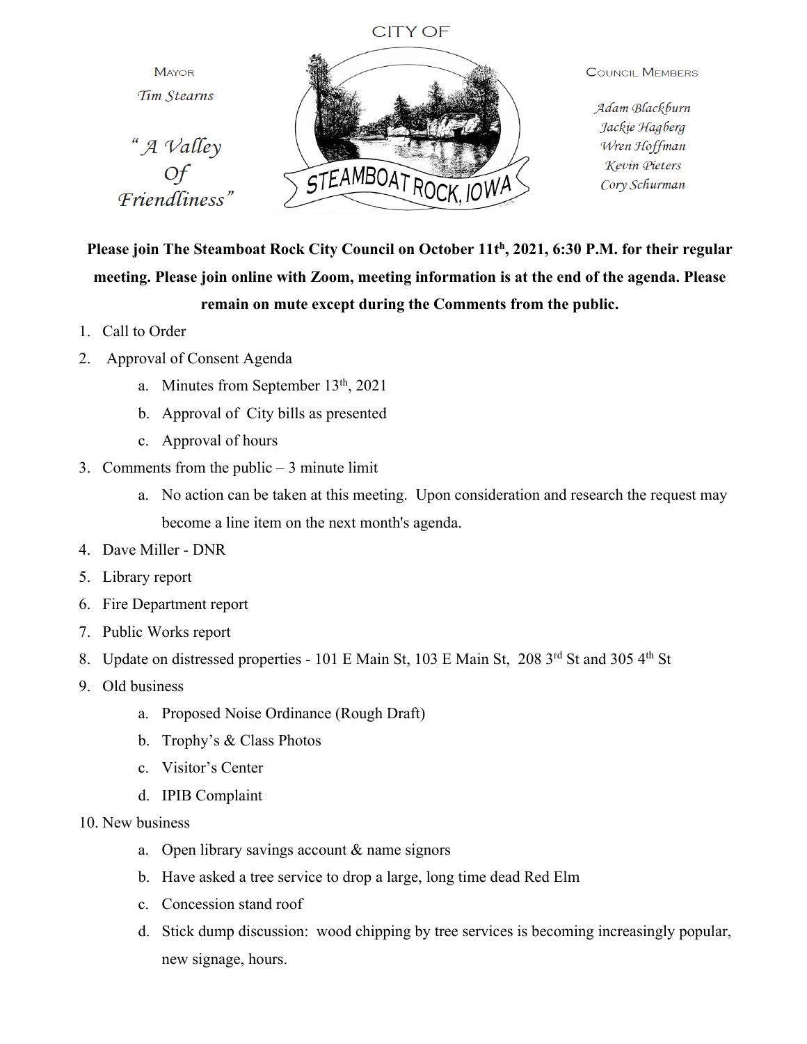CITY OF

MAYOR

*Tim Stearns*

*"A Valley Of Friendliness"*

STEAMBOAT ROCK, IOWA

COUNCIL MEMBERS

*Adam Blackburn*
*Jackie Hagberg*
*Wren Hoffman*
*Kevin Pieters*
*Cory Schurman*

**Please join The Steamboat Rock City Council on October 11th, 2021, 6:30 P.M. for their regular meeting. Please join online with Zoom, meeting information is at the end of the agenda. Please remain on mute except during the Comments from the public.**

1. Call to Order
2. Approval of Consent Agenda
    a. Minutes from September 13th, 2021
    b. Approval of City bills as presented
    c. Approval of hours
3. Comments from the public – 3 minute limit
    a. No action can be taken at this meeting. Upon consideration and research the request may become a line item on the next month's agenda.
4. Dave Miller - DNR
5. Library report
6. Fire Department report
7. Public Works report
8. Update on distressed properties - 101 E Main St, 103 E Main St, 208 3rd St and 305 4th St
9. Old business
    a. Proposed Noise Ordinance (Rough Draft)
    b. Trophy's & Class Photos
    c. Visitor's Center
    d. IPIB Complaint
10. New business
    a. Open library savings account & name signors
    b. Have asked a tree service to drop a large, long time dead Red Elm
    c. Concession stand roof
    d. Stick dump discussion: wood chipping by tree services is becoming increasingly popular, new signage, hours.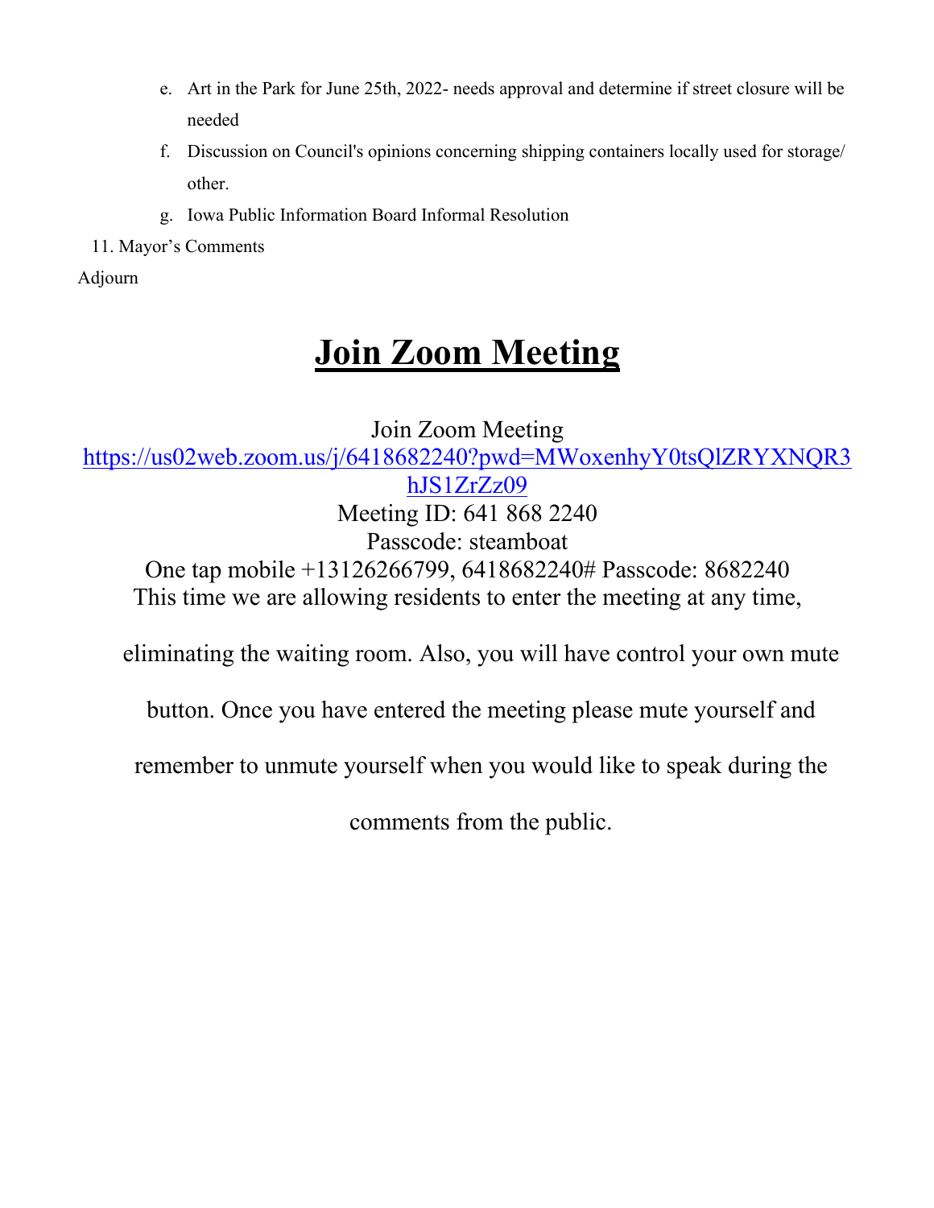e. Art in the Park for June 25th, 2022- needs approval and determine if street closure will be needed
f. Discussion on Council's opinions concerning shipping containers locally used for storage/ other.
g. Iowa Public Information Board Informal Resolution

11. Mayor's Comments

Adjourn

# Join Zoom Meeting

Join Zoom Meeting
https://us02web.zoom.us/j/6418682240?pwd=MWoxenhyY0tsQlZRYXNQR3hJS1ZrZz09
Meeting ID: 641 868 2240
Passcode: steamboat
One tap mobile +13126266799, 6418682240# Passcode: 8682240
This time we are allowing residents to enter the meeting at any time, eliminating the waiting room. Also, you will have control your own mute button. Once you have entered the meeting please mute yourself and remember to unmute yourself when you would like to speak during the comments from the public.